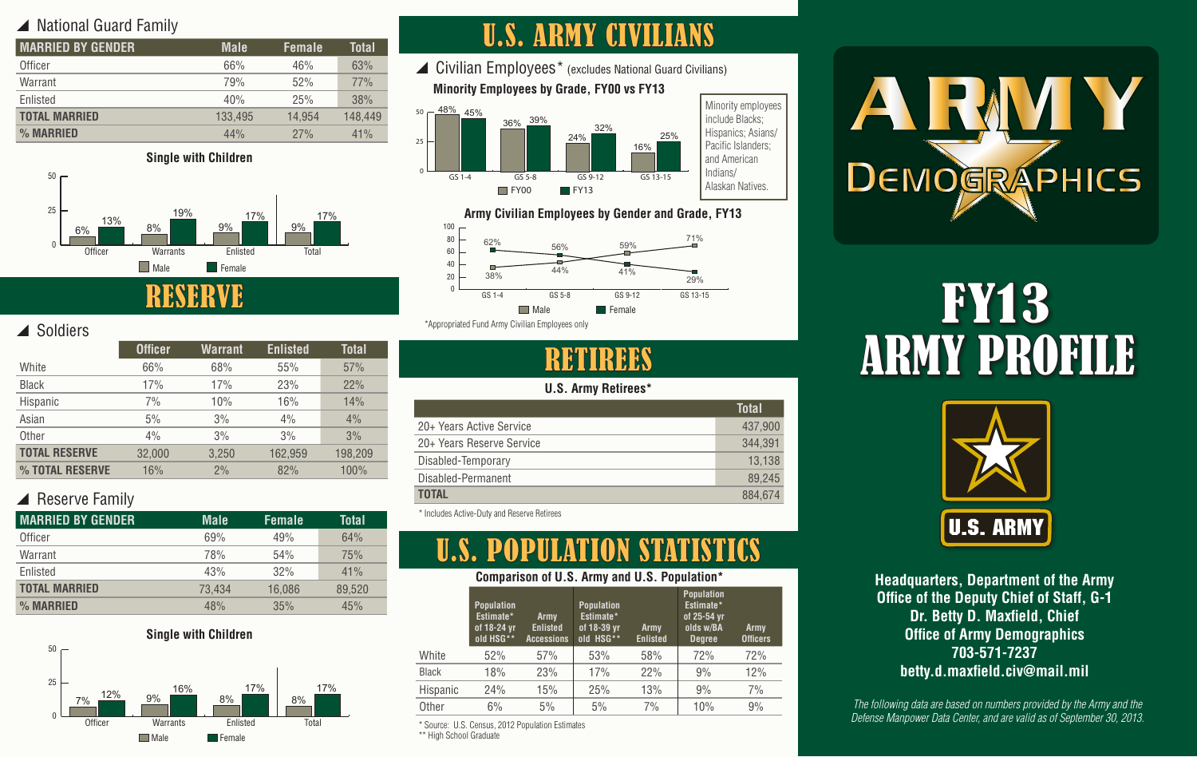## National Guard Family

| MARRIED BY GENDER | Male | Female | Total |
|---|---|---|---|
| Officer | 66% | 46% | 63% |
| Warrant | 79% | 52% | 77% |
| Enlisted | 40% | 25% | 38% |
| TOTAL MARRIED | 133,495 | 14,954 | 148,449 |
| % MARRIED | 44% | 27% | 41% |

**Single with Children**

| | Male | Female |
|---|---|---|
| Officer | 6% | 13% |
| Warrants | 8% | 19% |
| Enlisted | 9% | 17% |
| Total | 9% | 17% |

# RESERVE

## Soldiers

| | Officer | Warrant | Enlisted | Total |
|---|---|---|---|---|
| White | 66% | 68% | 55% | 57% |
| Black | 17% | 17% | 23% | 22% |
| Hispanic | 7% | 10% | 16% | 14% |
| Asian | 5% | 3% | 4% | 4% |
| Other | 4% | 3% | 3% | 3% |
| TOTAL RESERVE | 32,000 | 3,250 | 162,959 | 198,209 |
| % TOTAL RESERVE | 16% | 2% | 82% | 100% |

## Reserve Family

| MARRIED BY GENDER | Male | Female | Total |
|---|---|---|---|
| Officer | 69% | 49% | 64% |
| Warrant | 78% | 54% | 75% |
| Enlisted | 43% | 32% | 41% |
| TOTAL MARRIED | 73,434 | 16,086 | 89,520 |
| % MARRIED | 48% | 35% | 45% |

**Single with Children**

| | Male | Female |
|---|---|---|
| Officer | 7% | 12% |
| Warrants | 9% | 16% |
| Enlisted | 8% | 17% |
| Total | 8% | 17% |

# U.S. ARMY CIVILIANS

## Civilian Employees* (excludes National Guard Civilians)

**Minority Employees by Grade, FY00 vs FY13**

| | FY00 | FY13 |
|---|---|---|
| GS 1-4 | 48% | 45% |
| GS 5-8 | 36% | 39% |
| GS 9-12 | 24% | 32% |
| GS 13-15 | 16% | 25% |

Minority employees include Blacks; Hispanics; Asians/Pacific Islanders; and American Indians/Alaskan Natives.

**Army Civilian Employees by Gender and Grade, FY13**

| | Male | Female |
|---|---|---|
| GS 1-4 | 38% | 62% |
| GS 5-8 | 44% | 56% |
| GS 9-12 | 59% | 41% |
| GS 13-15 | 71% | 29% |

*Appropriated Fund Army Civilian Employees only

# RETIREES

**U.S. Army Retirees***

| | Total |
|---|---|
| 20+ Years Active Service | 437,900 |
| 20+ Years Reserve Service | 344,391 |
| Disabled-Temporary | 13,138 |
| Disabled-Permanent | 89,245 |
| TOTAL | 884,674 |

* Includes Active-Duty and Reserve Retirees

# U.S. POPULATION STATISTICS

**Comparison of U.S. Army and U.S. Population***

| | Population Estimate* of 18-24 yr old HSG** | Army Enlisted Accessions | Population Estimate* of 18-39 yr old HSG** | Army Enlisted | Population Estimate* of 25-54 yr olds w/BA Degree | Army Officers |
|---|---|---|---|---|---|---|
| White | 52% | 57% | 53% | 58% | 72% | 72% |
| Black | 18% | 23% | 17% | 22% | 9% | 12% |
| Hispanic | 24% | 15% | 25% | 13% | 9% | 7% |
| Other | 6% | 5% | 5% | 7% | 10% | 9% |

* Source: U.S. Census, 2012 Population Estimates
** High School Graduate

# ARMY DEMOGRAPHICS

# FY13 ARMY PROFILE

U.S. ARMY

**Headquarters, Department of the Army**
**Office of the Deputy Chief of Staff, G-1**
**Dr. Betty D. Maxfield, Chief**
**Office of Army Demographics**
**703-571-7237**
**betty.d.maxfield.civ@mail.mil**

*The following data are based on numbers provided by the Army and the Defense Manpower Data Center, and are valid as of September 30, 2013.*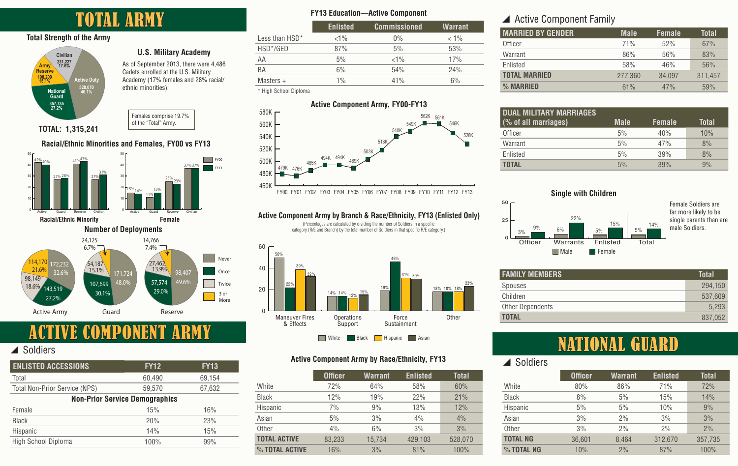# TOTAL ARMY

### Total Strength of the Army

Civilian 231,227 17.6%
Army Reserve 198,209 15.1%
Active Duty 528,070 40.1%
National Guard 357,735 27.2%

TOTAL: 1,315,241

### U.S. Military Academy

As of September 2013, there were 4,486 Cadets enrolled at the U.S. Military Academy (17% females and 28% racial/ethnic minorities).

Females comprise 19.7% of the "Total" Army.

### Racial/Ethnic Minorities and Females, FY00 vs FY13

FY00
FY13

Racial/Ethnic Minority
Active 42% 40%
Guard 27% 28%
Reserve 41% 43%
Civilian 27% 31%

Female
Active 15% 14%
Guard 11% 15%
Reserve 25% 23%
Civilian 37% 37%

### Number of Deployments

Never
Once
Twice
3 or More

Active Army: 172,232 32.6%; 143,519 27.2%; 98,149 18.6%; 114,170 21.6%

Guard: 171,724 48.0%; 107,699 30.1%; 54,187 15.1%; 24,125 6.7%

Reserve: 98,407 49.6%; 57,574 29.0%; 27,462 13.9%; 14,766 7.4%

# ACTIVE COMPONENT ARMY

## Soldiers

| ENLISTED ACCESSIONS | FY12 | FY13 |
|---|---|---|
| Total | 60,490 | 69,154 |
| Total Non-Prior Service (NPS) | 59,570 | 67,632 |
| **Non-Prior Service Demographics** | | |
| Female | 15% | 16% |
| Black | 20% | 23% |
| Hispanic | 14% | 15% |
| High School Diploma | 100% | 99% |

### FY13 Education—Active Component

| | Enlisted | Commissioned | Warrant |
|---|---|---|---|
| Less than HSD* | <1% | 0% | < 1% |
| HSD*/GED | 87% | 5% | 53% |
| AA | 5% | <1% | 17% |
| BA | 6% | 54% | 24% |
| Masters + | 1% | 41% | 6% |

\* High School Diploma

### Active Component Army, FY00-FY13

FY00 479K, FY01 476K, FY02 485K, FY03 494K, FY04 494K, FY05 489K, FY06 503K, FY07 518K, FY08 540K, FY09 549K, FY10 562K, FY11 561K, FY12 546K, FY13 528K

### Active Component Army by Branch & Race/Ethnicity, FY13 (Enlisted Only)

(Percentages are calculated by dividing the number of Soldiers in a specific category (R/E and Branch) by the total number of Soldiers in that specific R/E category.)

Maneuver Fires & Effects: 50% 22% 39% 32%
Operations Support: 14% 14% 12% 15%
Force Sustainment: 19% 46% 31% 30%
Other: 18% 18% 18% 23%

White Black Hispanic Asian

### Active Component Army by Race/Ethnicity, FY13

| | Officer | Warrant | Enlisted | Total |
|---|---|---|---|---|
| White | 72% | 64% | 58% | 60% |
| Black | 12% | 19% | 22% | 21% |
| Hispanic | 7% | 9% | 13% | 12% |
| Asian | 5% | 3% | 4% | 4% |
| Other | 4% | 6% | 3% | 3% |
| **TOTAL ACTIVE** | 83,233 | 15,734 | 429,103 | 528,070 |
| **% TOTAL ACTIVE** | 16% | 3% | 81% | 100% |

## Active Component Family

| MARRIED BY GENDER | Male | Female | Total |
|---|---|---|---|
| Officer | 71% | 52% | 67% |
| Warrant | 86% | 56% | 83% |
| Enlisted | 58% | 46% | 56% |
| **TOTAL MARRIED** | 277,360 | 34,097 | 311,457 |
| **% MARRIED** | 61% | 47% | 59% |

| DUAL MILITARY MARRIAGES (% of all marriages) | Male | Female | Total |
|---|---|---|---|
| Officer | 5% | 40% | 10% |
| Warrant | 5% | 47% | 8% |
| Enlisted | 5% | 39% | 8% |
| **TOTAL** | 5% | 39% | 9% |

### Single with Children

Officer 3% 9%
Warrants 6% 22%
Enlisted 5% 15%
Total 5% 14%

Male Female

Female Soldiers are far more likely to be single parents than are male Soldiers.

| FAMILY MEMBERS | Total |
|---|---|
| Spouses | 294,150 |
| Children | 537,609 |
| Other Dependents | 5,293 |
| **TOTAL** | 837,052 |

# NATIONAL GUARD

## Soldiers

| | Officer | Warrant | Enlisted | Total |
|---|---|---|---|---|
| White | 80% | 86% | 71% | 72% |
| Black | 8% | 5% | 15% | 14% |
| Hispanic | 5% | 5% | 10% | 9% |
| Asian | 3% | 2% | 3% | 3% |
| Other | 3% | 2% | 2% | 2% |
| **TOTAL NG** | 36,601 | 8,464 | 312,670 | 357,735 |
| **% TOTAL NG** | 10% | 2% | 87% | 100% |